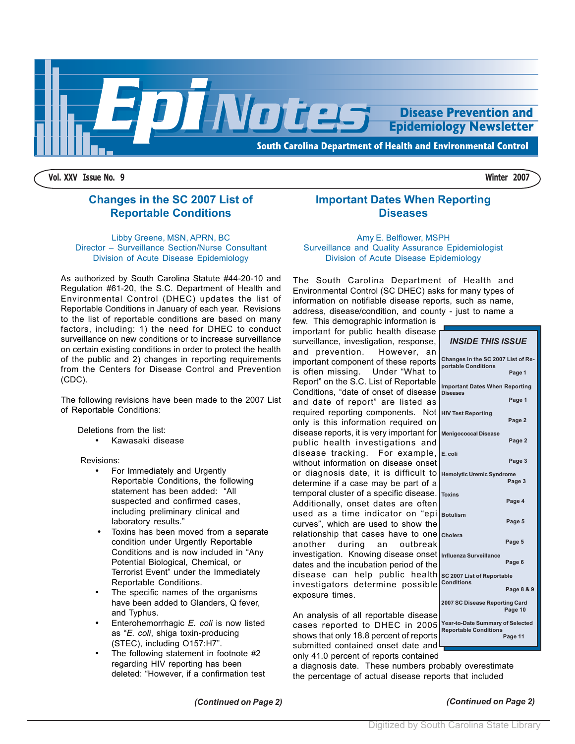# Epi Notes

**Disease Prevention and Epidemiology Newsletter**

**South Carolina Department of Health and Environmental Control**

**Vol. XXV Issue No. 9** **Winter 2007**

## Changes in the SC 2007 List of Reportable Conditions

Libby Greene, MSN, APRN, BC
Director – Surveillance Section/Nurse Consultant
Division of Acute Disease Epidemiology

As authorized by South Carolina Statute #44-20-10 and Regulation #61-20, the S.C. Department of Health and Environmental Control (DHEC) updates the list of Reportable Conditions in January of each year. Revisions to the list of reportable conditions are based on many factors, including: 1) the need for DHEC to conduct surveillance on new conditions or to increase surveillance on certain existing conditions in order to protect the health of the public and 2) changes in reporting requirements from the Centers for Disease Control and Prevention (CDC).

The following revisions have been made to the 2007 List of Reportable Conditions:

Deletions from the list:

- Kawasaki disease

Revisions:

- For Immediately and Urgently Reportable Conditions, the following statement has been added: "All suspected and confirmed cases, including preliminary clinical and laboratory results."
- Toxins has been moved from a separate condition under Urgently Reportable Conditions and is now included in "Any Potential Biological, Chemical, or Terrorist Event" under the Immediately Reportable Conditions.
- The specific names of the organisms have been added to Glanders, Q fever, and Typhus.
- Enterohemorrhagic *E. coli* is now listed as "*E. coli*, shiga toxin-producing (STEC), including O157:H7".
- The following statement in footnote #2 regarding HIV reporting has been deleted: "However, if a confirmation test

***(Continued on Page 2)***

## Important Dates When Reporting Diseases

Amy E. Belflower, MSPH
Surveillance and Quality Assurance Epidemiologist
Division of Acute Disease Epidemiology

The South Carolina Department of Health and Environmental Control (SC DHEC) asks for many types of information on notifiable disease reports, such as name, address, disease/condition, and county - just to name a few. This demographic information is important for public health disease surveillance, investigation, response, and prevention. However, an important component of these reports is often missing. Under "What to Report" on the S.C. List of Reportable Conditions, "date of onset of disease and date of report" are listed as required reporting components. Not only is this information required on disease reports, it is very important for public health investigations and disease tracking. For example, without information on disease onset or diagnosis date, it is difficult to determine if a case may be part of a temporal cluster of a specific disease. Additionally, onset dates are often used as a time indicator on "epi curves", which are used to show the relationship that cases have to one another during an outbreak investigation. Knowing disease onset dates and the incubation period of the disease can help public health investigators determine possible exposure times.

An analysis of all reportable disease cases reported to DHEC in 2005 shows that only 18.8 percent of reports submitted contained onset date and only 41.0 percent of reports contained a diagnosis date. These numbers probably overestimate the percentage of actual disease reports that included

***(Continued on Page 2)***

### *INSIDE THIS ISSUE*

| Article | Page |
|---|---|
| Changes in the SC 2007 List of Reportable Conditions | Page 1 |
| Important Dates When Reporting Diseases | Page 1 |
| HIV Test Reporting | Page 2 |
| Menigococcal Disease | Page 2 |
| E. coli | Page 3 |
| Hemolytic Uremic Syndrome | Page 3 |
| Toxins | Page 4 |
| Botulism | Page 5 |
| Cholera | Page 5 |
| Influenza Surveillance | Page 6 |
| SC 2007 List of Reportable Conditions | Page 8 & 9 |
| 2007 SC Disease Reporting Card | Page 10 |
| Year-to-Date Summary of Selected Reportable Conditions | Page 11 |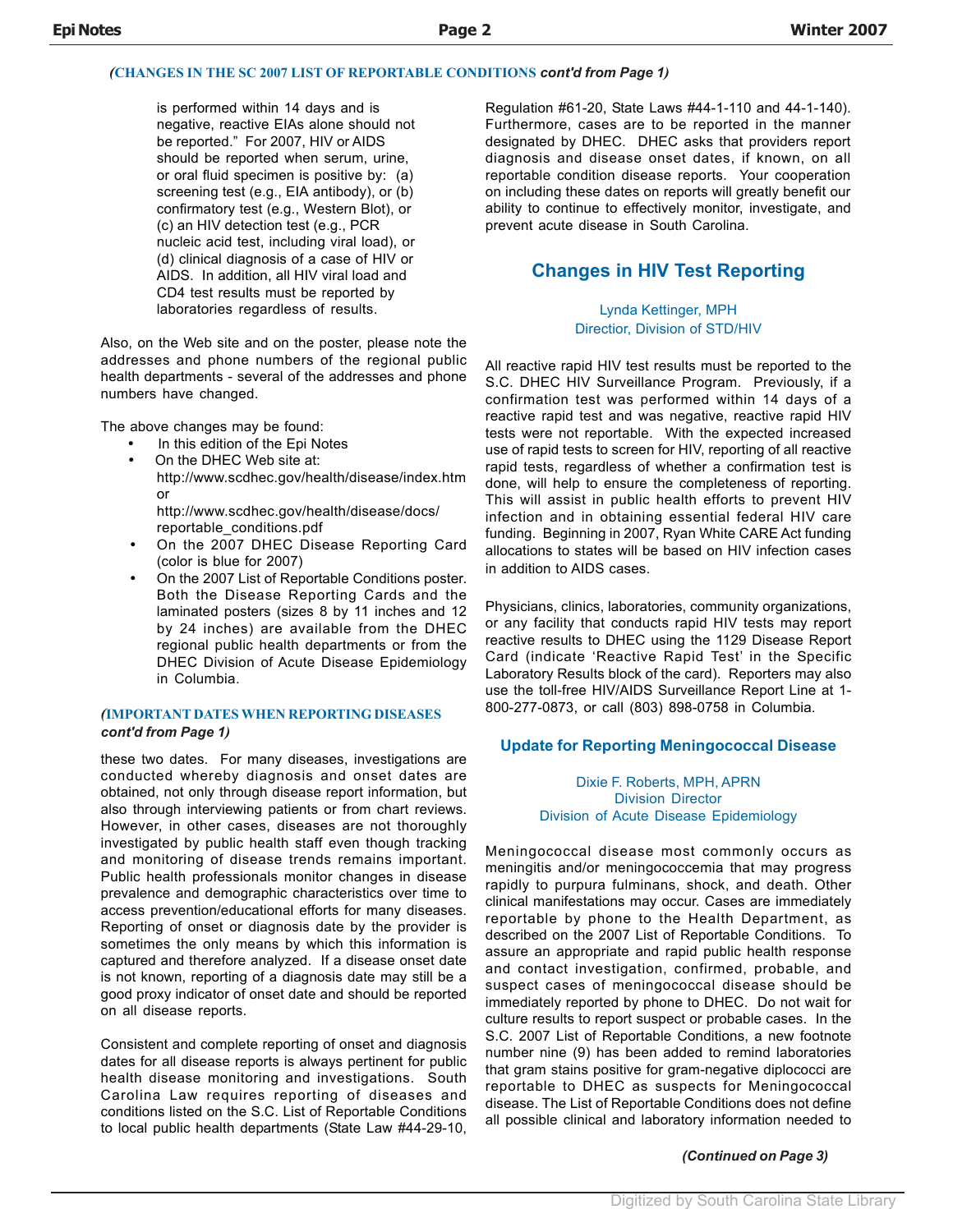*(CHANGES IN THE SC 2007 LIST OF REPORTABLE CONDITIONS cont'd from Page 1)*

> is performed within 14 days and is negative, reactive EIAs alone should not be reported." For 2007, HIV or AIDS should be reported when serum, urine, or oral fluid specimen is positive by: (a) screening test (e.g., EIA antibody), or (b) confirmatory test (e.g., Western Blot), or (c) an HIV detection test (e.g., PCR nucleic acid test, including viral load), or (d) clinical diagnosis of a case of HIV or AIDS. In addition, all HIV viral load and CD4 test results must be reported by laboratories regardless of results.

Also, on the Web site and on the poster, please note the addresses and phone numbers of the regional public health departments - several of the addresses and phone numbers have changed.

The above changes may be found:

- In this edition of the Epi Notes
- On the DHEC Web site at: http://www.scdhec.gov/health/disease/index.htm or http://www.scdhec.gov/health/disease/docs/reportable_conditions.pdf
- On the 2007 DHEC Disease Reporting Card (color is blue for 2007)
- On the 2007 List of Reportable Conditions poster. Both the Disease Reporting Cards and the laminated posters (sizes 8 by 11 inches and 12 by 24 inches) are available from the DHEC regional public health departments or from the DHEC Division of Acute Disease Epidemiology in Columbia.

*(IMPORTANT DATES WHEN REPORTING DISEASES cont'd from Page 1)*

these two dates. For many diseases, investigations are conducted whereby diagnosis and onset dates are obtained, not only through disease report information, but also through interviewing patients or from chart reviews. However, in other cases, diseases are not thoroughly investigated by public health staff even though tracking and monitoring of disease trends remains important. Public health professionals monitor changes in disease prevalence and demographic characteristics over time to access prevention/educational efforts for many diseases. Reporting of onset or diagnosis date by the provider is sometimes the only means by which this information is captured and therefore analyzed. If a disease onset date is not known, reporting of a diagnosis date may still be a good proxy indicator of onset date and should be reported on all disease reports.

Consistent and complete reporting of onset and diagnosis dates for all disease reports is always pertinent for public health disease monitoring and investigations. South Carolina Law requires reporting of diseases and conditions listed on the S.C. List of Reportable Conditions to local public health departments (State Law #44-29-10, Regulation #61-20, State Laws #44-1-110 and 44-1-140). Furthermore, cases are to be reported in the manner designated by DHEC. DHEC asks that providers report diagnosis and disease onset dates, if known, on all reportable condition disease reports. Your cooperation on including these dates on reports will greatly benefit our ability to continue to effectively monitor, investigate, and prevent acute disease in South Carolina.

## Changes in HIV Test Reporting

Lynda Kettinger, MPH
Directior, Division of STD/HIV

All reactive rapid HIV test results must be reported to the S.C. DHEC HIV Surveillance Program. Previously, if a confirmation test was performed within 14 days of a reactive rapid test and was negative, reactive rapid HIV tests were not reportable. With the expected increased use of rapid tests to screen for HIV, reporting of all reactive rapid tests, regardless of whether a confirmation test is done, will help to ensure the completeness of reporting. This will assist in public health efforts to prevent HIV infection and in obtaining essential federal HIV care funding. Beginning in 2007, Ryan White CARE Act funding allocations to states will be based on HIV infection cases in addition to AIDS cases.

Physicians, clinics, laboratories, community organizations, or any facility that conducts rapid HIV tests may report reactive results to DHEC using the 1129 Disease Report Card (indicate 'Reactive Rapid Test' in the Specific Laboratory Results block of the card). Reporters may also use the toll-free HIV/AIDS Surveillance Report Line at 1-800-277-0873, or call (803) 898-0758 in Columbia.

### Update for Reporting Meningococcal Disease

Dixie F. Roberts, MPH, APRN
Division Director
Division of Acute Disease Epidemiology

Meningococcal disease most commonly occurs as meningitis and/or meningococcemia that may progress rapidly to purpura fulminans, shock, and death. Other clinical manifestations may occur. Cases are immediately reportable by phone to the Health Department, as described on the 2007 List of Reportable Conditions. To assure an appropriate and rapid public health response and contact investigation, confirmed, probable, and suspect cases of meningococcal disease should be immediately reported by phone to DHEC. Do not wait for culture results to report suspect or probable cases. In the S.C. 2007 List of Reportable Conditions, a new footnote number nine (9) has been added to remind laboratories that gram stains positive for gram-negative diplococci are reportable to DHEC as suspects for Meningococcal disease. The List of Reportable Conditions does not define all possible clinical and laboratory information needed to

*(Continued on Page 3)*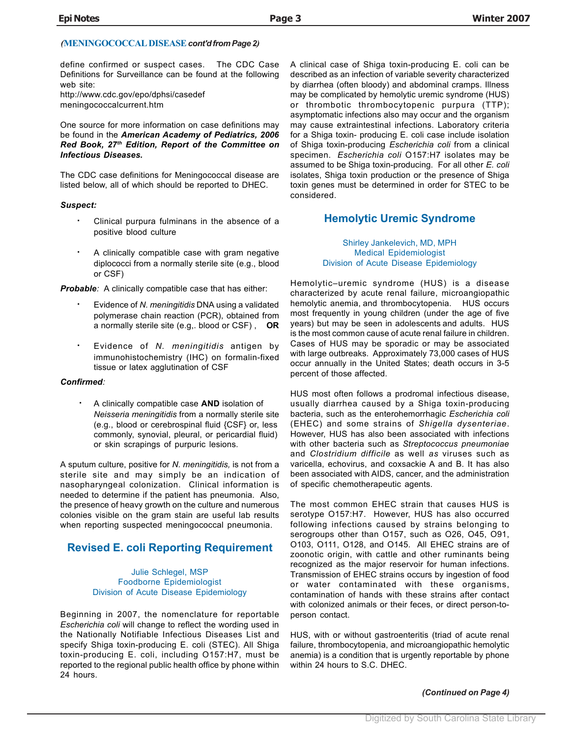*(**MENINGOCOCCAL DISEASE** cont'd from Page 2)*

define confirmed or suspect cases. The CDC Case Definitions for Surveillance can be found at the following web site:
http://www.cdc.gov/epo/dphsi/casedef meningococcalcurrent.htm

One source for more information on case definitions may be found in the ***American Academy of Pediatrics, 2006 Red Book, 27th Edition, Report of the Committee on Infectious Diseases.***

The CDC case definitions for Meningococcal disease are listed below, all of which should be reported to DHEC.

***Suspect:***

- Clinical purpura fulminans in the absence of a positive blood culture
- A clinically compatible case with gram negative diplococci from a normally sterile site (e.g., blood or CSF)

***Probable**:* A clinically compatible case that has either:

- Evidence of *N. meningitidis* DNA using a validated polymerase chain reaction (PCR), obtained from a normally sterile site (e.g,. blood or CSF) , **OR**
- Evidence of *N. meningitidis* antigen by immunohistochemistry (IHC) on formalin-fixed tissue or latex agglutination of CSF

***Confirmed**:*

- A clinically compatible case **AND** isolation of *Neisseria meningitidis* from a normally sterile site (e.g., blood or cerebrospinal fluid {CSF} or, less commonly, synovial, pleural, or pericardial fluid) or skin scrapings of purpuric lesions.

A sputum culture, positive for *N. meningitidis,* is not from a sterile site and may simply be an indication of nasopharyngeal colonization. Clinical information is needed to determine if the patient has pneumonia. Also, the presence of heavy growth on the culture and numerous colonies visible on the gram stain are useful lab results when reporting suspected meningococcal pneumonia.

## Revised E. coli Reporting Requirement

Julie Schlegel, MSP
Foodborne Epidemiologist
Division of Acute Disease Epidemiology

Beginning in 2007, the nomenclature for reportable *Escherichia coli* will change to reflect the wording used in the Nationally Notifiable Infectious Diseases List and specify Shiga toxin-producing E. coli (STEC). All Shiga toxin-producing E. coli, including O157:H7, must be reported to the regional public health office by phone within 24 hours.

A clinical case of Shiga toxin-producing E. coli can be described as an infection of variable severity characterized by diarrhea (often bloody) and abdominal cramps. Illness may be complicated by hemolytic uremic syndrome (HUS) or thrombotic thrombocytopenic purpura (TTP); asymptomatic infections also may occur and the organism may cause extraintestinal infections. Laboratory criteria for a Shiga toxin- producing E. coli case include isolation of Shiga toxin-producing *Escherichia coli* from a clinical specimen. *Escherichia coli* O157:H7 isolates may be assumed to be Shiga toxin-producing. For all other *E. coli* isolates, Shiga toxin production or the presence of Shiga toxin genes must be determined in order for STEC to be considered.

## Hemolytic Uremic Syndrome

Shirley Jankelevich, MD, MPH
Medical Epidemiologist
Division of Acute Disease Epidemiology

Hemolytic–uremic syndrome (HUS) is a disease characterized by acute renal failure, microangiopathic hemolytic anemia, and thrombocytopenia. HUS occurs most frequently in young children (under the age of five years) but may be seen in adolescents and adults. HUS is the most common cause of acute renal failure in children. Cases of HUS may be sporadic or may be associated with large outbreaks. Approximately 73,000 cases of HUS occur annually in the United States; death occurs in 3-5 percent of those affected.

HUS most often follows a prodromal infectious disease, usually diarrhea caused by a Shiga toxin-producing bacteria, such as the enterohemorrhagic *Escherichia coli* (EHEC) and some strains of *Shigella dysenteriae*. However, HUS has also been associated with infections with other bacteria such as *Streptococcus pneumoniae* and *Clostridium difficile* as well *as* viruses such as varicella, echovirus, and coxsackie A and B. It has also been associated with AIDS, cancer, and the administration of specific chemotherapeutic agents.

The most common EHEC strain that causes HUS is serotype O157:H7. However, HUS has also occurred following infections caused by strains belonging to serogroups other than O157, such as O26, O45, O91, O103, O111, O128, and O145. All EHEC strains are of zoonotic origin, with cattle and other ruminants being recognized as the major reservoir for human infections. Transmission of EHEC strains occurs by ingestion of food or water contaminated with these organisms, contamination of hands with these strains after contact with colonized animals or their feces, or direct person-to-person contact.

HUS, with or without gastroenteritis (triad of acute renal failure, thrombocytopenia, and microangiopathic hemolytic anemia) is a condition that is urgently reportable by phone within 24 hours to S.C. DHEC.

***(Continued on Page 4)***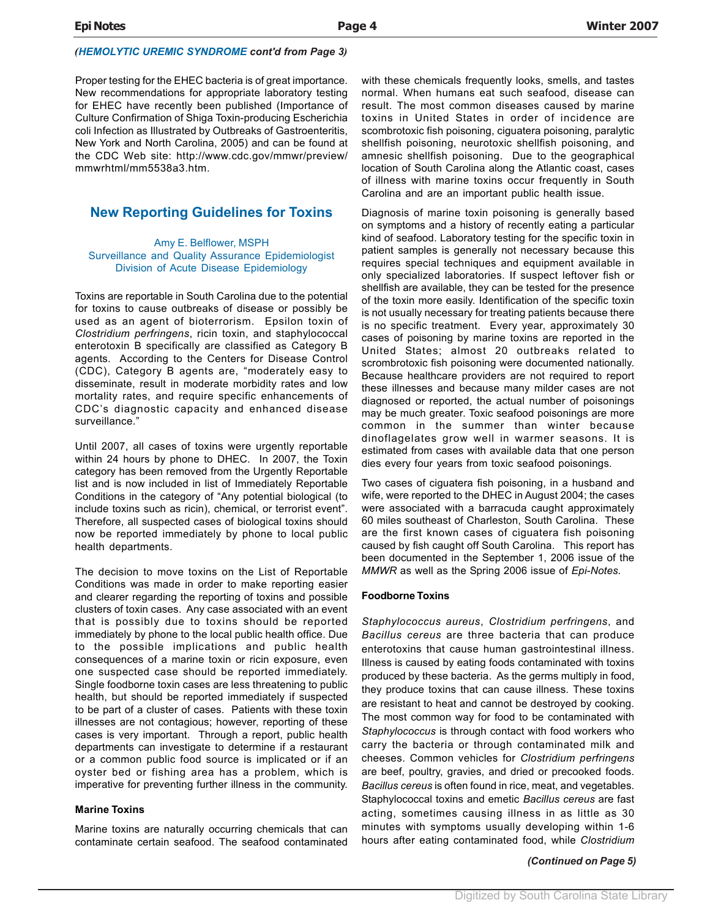*(HEMOLYTIC UREMIC SYNDROME cont'd from Page 3)*

Proper testing for the EHEC bacteria is of great importance. New recommendations for appropriate laboratory testing for EHEC have recently been published (Importance of Culture Confirmation of Shiga Toxin-producing Escherichia coli Infection as Illustrated by Outbreaks of Gastroenteritis, New York and North Carolina, 2005) and can be found at the CDC Web site: http://www.cdc.gov/mmwr/preview/mmwrhtml/mm5538a3.htm.

## New Reporting Guidelines for Toxins

Amy E. Belflower, MSPH
Surveillance and Quality Assurance Epidemiologist
Division of Acute Disease Epidemiology

Toxins are reportable in South Carolina due to the potential for toxins to cause outbreaks of disease or possibly be used as an agent of bioterrorism. Epsilon toxin of *Clostridium perfringens*, ricin toxin, and staphylococcal enterotoxin B specifically are classified as Category B agents. According to the Centers for Disease Control (CDC), Category B agents are, "moderately easy to disseminate, result in moderate morbidity rates and low mortality rates, and require specific enhancements of CDC's diagnostic capacity and enhanced disease surveillance."

Until 2007, all cases of toxins were urgently reportable within 24 hours by phone to DHEC. In 2007, the Toxin category has been removed from the Urgently Reportable list and is now included in list of Immediately Reportable Conditions in the category of "Any potential biological (to include toxins such as ricin), chemical, or terrorist event". Therefore, all suspected cases of biological toxins should now be reported immediately by phone to local public health departments.

The decision to move toxins on the List of Reportable Conditions was made in order to make reporting easier and clearer regarding the reporting of toxins and possible clusters of toxin cases. Any case associated with an event that is possibly due to toxins should be reported immediately by phone to the local public health office. Due to the possible implications and public health consequences of a marine toxin or ricin exposure, even one suspected case should be reported immediately. Single foodborne toxin cases are less threatening to public health, but should be reported immediately if suspected to be part of a cluster of cases. Patients with these toxin illnesses are not contagious; however, reporting of these cases is very important. Through a report, public health departments can investigate to determine if a restaurant or a common public food source is implicated or if an oyster bed or fishing area has a problem, which is imperative for preventing further illness in the community.

### Marine Toxins

Marine toxins are naturally occurring chemicals that can contaminate certain seafood. The seafood contaminated with these chemicals frequently looks, smells, and tastes normal. When humans eat such seafood, disease can result. The most common diseases caused by marine toxins in United States in order of incidence are scombrotoxic fish poisoning, ciguatera poisoning, paralytic shellfish poisoning, neurotoxic shellfish poisoning, and amnesic shellfish poisoning. Due to the geographical location of South Carolina along the Atlantic coast, cases of illness with marine toxins occur frequently in South Carolina and are an important public health issue.

Diagnosis of marine toxin poisoning is generally based on symptoms and a history of recently eating a particular kind of seafood. Laboratory testing for the specific toxin in patient samples is generally not necessary because this requires special techniques and equipment available in only specialized laboratories. If suspect leftover fish or shellfish are available, they can be tested for the presence of the toxin more easily. Identification of the specific toxin is not usually necessary for treating patients because there is no specific treatment. Every year, approximately 30 cases of poisoning by marine toxins are reported in the United States; almost 20 outbreaks related to scrombrotoxic fish poisoning were documented nationally. Because healthcare providers are not required to report these illnesses and because many milder cases are not diagnosed or reported, the actual number of poisonings may be much greater. Toxic seafood poisonings are more common in the summer than winter because dinoflagelates grow well in warmer seasons. It is estimated from cases with available data that one person dies every four years from toxic seafood poisonings.

Two cases of ciguatera fish poisoning, in a husband and wife, were reported to the DHEC in August 2004; the cases were associated with a barracuda caught approximately 60 miles southeast of Charleston, South Carolina. These are the first known cases of ciguatera fish poisoning caused by fish caught off South Carolina. This report has been documented in the September 1, 2006 issue of the *MMWR* as well as the Spring 2006 issue of *Epi-Notes.*

### Foodborne Toxins

*Staphylococcus aureus*, *Clostridium perfringens*, and *Bacillus cereus* are three bacteria that can produce enterotoxins that cause human gastrointestinal illness. Illness is caused by eating foods contaminated with toxins produced by these bacteria. As the germs multiply in food, they produce toxins that can cause illness. These toxins are resistant to heat and cannot be destroyed by cooking. The most common way for food to be contaminated with *Staphylococcus* is through contact with food workers who carry the bacteria or through contaminated milk and cheeses. Common vehicles for *Clostridium perfringens* are beef, poultry, gravies, and dried or precooked foods. *Bacillus cereus* is often found in rice, meat, and vegetables. Staphylococcal toxins and emetic *Bacillus cereus* are fast acting, sometimes causing illness in as little as 30 minutes with symptoms usually developing within 1-6 hours after eating contaminated food, while *Clostridium*

***(Continued on Page 5)***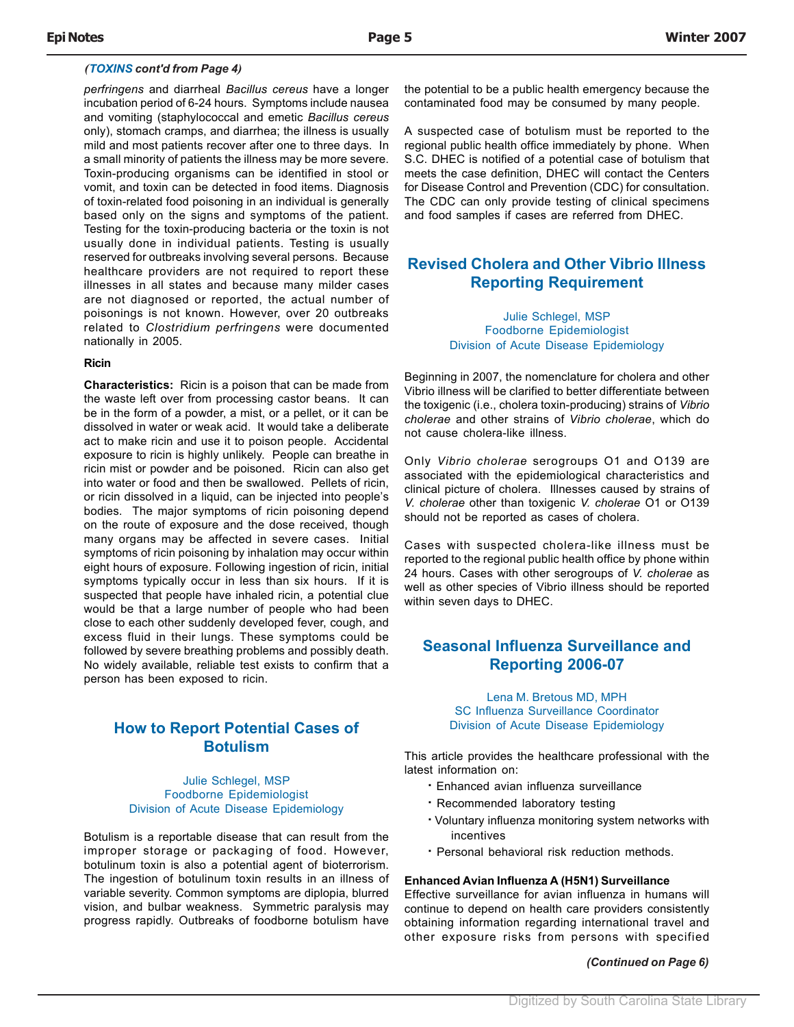*(TOXINS cont'd from Page 4)*

*perfringens* and diarrheal *Bacillus cereus* have a longer incubation period of 6-24 hours. Symptoms include nausea and vomiting (staphylococcal and emetic *Bacillus cereus* only), stomach cramps, and diarrhea; the illness is usually mild and most patients recover after one to three days. In a small minority of patients the illness may be more severe. Toxin-producing organisms can be identified in stool or vomit, and toxin can be detected in food items. Diagnosis of toxin-related food poisoning in an individual is generally based only on the signs and symptoms of the patient. Testing for the toxin-producing bacteria or the toxin is not usually done in individual patients. Testing is usually reserved for outbreaks involving several persons. Because healthcare providers are not required to report these illnesses in all states and because many milder cases are not diagnosed or reported, the actual number of poisonings is not known. However, over 20 outbreaks related to *Clostridium perfringens* were documented nationally in 2005.

**Ricin**

**Characteristics:** Ricin is a poison that can be made from the waste left over from processing castor beans. It can be in the form of a powder, a mist, or a pellet, or it can be dissolved in water or weak acid. It would take a deliberate act to make ricin and use it to poison people. Accidental exposure to ricin is highly unlikely. People can breathe in ricin mist or powder and be poisoned. Ricin can also get into water or food and then be swallowed. Pellets of ricin, or ricin dissolved in a liquid, can be injected into people's bodies. The major symptoms of ricin poisoning depend on the route of exposure and the dose received, though many organs may be affected in severe cases. Initial symptoms of ricin poisoning by inhalation may occur within eight hours of exposure. Following ingestion of ricin, initial symptoms typically occur in less than six hours. If it is suspected that people have inhaled ricin, a potential clue would be that a large number of people who had been close to each other suddenly developed fever, cough, and excess fluid in their lungs. These symptoms could be followed by severe breathing problems and possibly death. No widely available, reliable test exists to confirm that a person has been exposed to ricin.

## How to Report Potential Cases of Botulism

Julie Schlegel, MSP
Foodborne Epidemiologist
Division of Acute Disease Epidemiology

Botulism is a reportable disease that can result from the improper storage or packaging of food. However, botulinum toxin is also a potential agent of bioterrorism. The ingestion of botulinum toxin results in an illness of variable severity. Common symptoms are diplopia, blurred vision, and bulbar weakness. Symmetric paralysis may progress rapidly. Outbreaks of foodborne botulism have the potential to be a public health emergency because the contaminated food may be consumed by many people.

A suspected case of botulism must be reported to the regional public health office immediately by phone. When S.C. DHEC is notified of a potential case of botulism that meets the case definition, DHEC will contact the Centers for Disease Control and Prevention (CDC) for consultation. The CDC can only provide testing of clinical specimens and food samples if cases are referred from DHEC.

## Revised Cholera and Other Vibrio Illness Reporting Requirement

Julie Schlegel, MSP
Foodborne Epidemiologist
Division of Acute Disease Epidemiology

Beginning in 2007, the nomenclature for cholera and other Vibrio illness will be clarified to better differentiate between the toxigenic (i.e., cholera toxin-producing) strains of *Vibrio cholerae* and other strains of *Vibrio cholerae*, which do not cause cholera-like illness.

Only *Vibrio cholerae* serogroups O1 and O139 are associated with the epidemiological characteristics and clinical picture of cholera. Illnesses caused by strains of *V. cholerae* other than toxigenic *V. cholerae* O1 or O139 should not be reported as cases of cholera.

Cases with suspected cholera-like illness must be reported to the regional public health office by phone within 24 hours. Cases with other serogroups of *V. cholerae* as well as other species of Vibrio illness should be reported within seven days to DHEC.

## Seasonal Influenza Surveillance and Reporting 2006-07

Lena M. Bretous MD, MPH
SC Influenza Surveillance Coordinator
Division of Acute Disease Epidemiology

This article provides the healthcare professional with the latest information on:

- Enhanced avian influenza surveillance
- Recommended laboratory testing
- Voluntary influenza monitoring system networks with incentives
- Personal behavioral risk reduction methods.

**Enhanced Avian Influenza A (H5N1) Surveillance**
Effective surveillance for avian influenza in humans will continue to depend on health care providers consistently obtaining information regarding international travel and other exposure risks from persons with specified

*(Continued on Page 6)*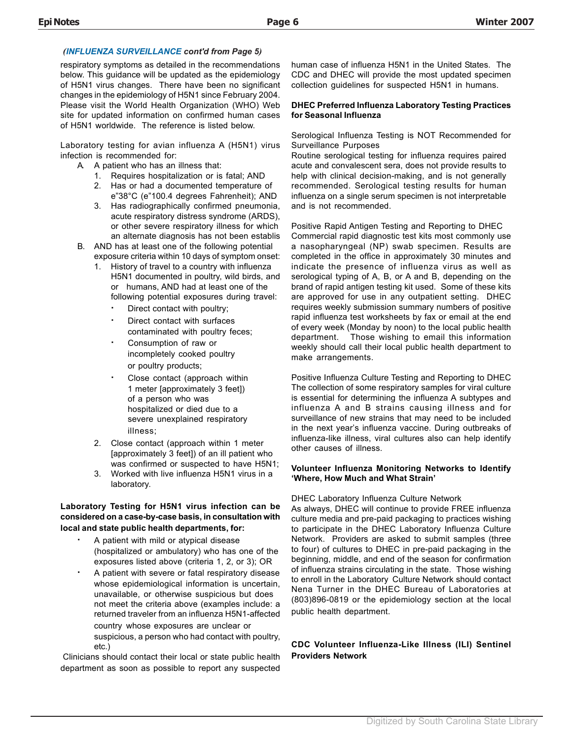*(INFLUENZA SURVEILLANCE cont'd from Page 5)*

respiratory symptoms as detailed in the recommendations below. This guidance will be updated as the epidemiology of H5N1 virus changes. There have been no significant changes in the epidemiology of H5N1 since February 2004. Please visit the World Health Organization (WHO) Web site for updated information on confirmed human cases of H5N1 worldwide. The reference is listed below.

Laboratory testing for avian influenza A (H5N1) virus infection is recommended for:

A. A patient who has an illness that:
   1. Requires hospitalization or is fatal; AND
   2. Has or had a documented temperature of e"38°C (e"100.4 degrees Fahrenheit); AND
   3. Has radiographically confirmed pneumonia, acute respiratory distress syndrome (ARDS), or other severe respiratory illness for which an alternate diagnosis has not been establis
B. AND has at least one of the following potential exposure criteria within 10 days of symptom onset:
   1. History of travel to a country with influenza H5N1 documented in poultry, wild birds, and or humans, AND had at least one of the following potential exposures during travel:
      - Direct contact with poultry;
      - Direct contact with surfaces contaminated with poultry feces;
      - Consumption of raw or incompletely cooked poultry or poultry products;
      - Close contact (approach within 1 meter [approximately 3 feet]) of a person who was hospitalized or died due to a severe unexplained respiratory illness;
   2. Close contact (approach within 1 meter [approximately 3 feet]) of an ill patient who was confirmed or suspected to have H5N1;
   3. Worked with live influenza H5N1 virus in a laboratory.

**Laboratory Testing for H5N1 virus infection can be considered on a case-by-case basis, in consultation with local and state public health departments, for:**

- A patient with mild or atypical disease (hospitalized or ambulatory) who has one of the exposures listed above (criteria 1, 2, or 3); OR
- A patient with severe or fatal respiratory disease whose epidemiological information is uncertain, unavailable, or otherwise suspicious but does not meet the criteria above (examples include: a returned traveler from an influenza H5N1-affected country whose exposures are unclear or suspicious, a person who had contact with poultry, etc.)

Clinicians should contact their local or state public health department as soon as possible to report any suspected human case of influenza H5N1 in the United States. The CDC and DHEC will provide the most updated specimen collection guidelines for suspected H5N1 in humans.

**DHEC Preferred Influenza Laboratory Testing Practices for Seasonal Influenza**

Serological Influenza Testing is NOT Recommended for Surveillance Purposes

Routine serological testing for influenza requires paired acute and convalescent sera, does not provide results to help with clinical decision-making, and is not generally recommended. Serological testing results for human influenza on a single serum specimen is not interpretable and is not recommended.

Positive Rapid Antigen Testing and Reporting to DHEC

Commercial rapid diagnostic test kits most commonly use a nasopharyngeal (NP) swab specimen. Results are completed in the office in approximately 30 minutes and indicate the presence of influenza virus as well as serological typing of A, B, or A and B, depending on the brand of rapid antigen testing kit used. Some of these kits are approved for use in any outpatient setting. DHEC requires weekly submission summary numbers of positive rapid influenza test worksheets by fax or email at the end of every week (Monday by noon) to the local public health department. Those wishing to email this information weekly should call their local public health department to make arrangements.

Positive Influenza Culture Testing and Reporting to DHEC

The collection of some respiratory samples for viral culture is essential for determining the influenza A subtypes and influenza A and B strains causing illness and for surveillance of new strains that may need to be included in the next year's influenza vaccine. During outbreaks of influenza-like illness, viral cultures also can help identify other causes of illness.

**Volunteer Influenza Monitoring Networks to Identify 'Where, How Much and What Strain'**

DHEC Laboratory Influenza Culture Network

As always, DHEC will continue to provide FREE influenza culture media and pre-paid packaging to practices wishing to participate in the DHEC Laboratory Influenza Culture Network. Providers are asked to submit samples (three to four) of cultures to DHEC in pre-paid packaging in the beginning, middle, and end of the season for confirmation of influenza strains circulating in the state. Those wishing to enroll in the Laboratory Culture Network should contact Nena Turner in the DHEC Bureau of Laboratories at (803)896-0819 or the epidemiology section at the local public health department.

**CDC Volunteer Influenza-Like Illness (ILI) Sentinel Providers Network**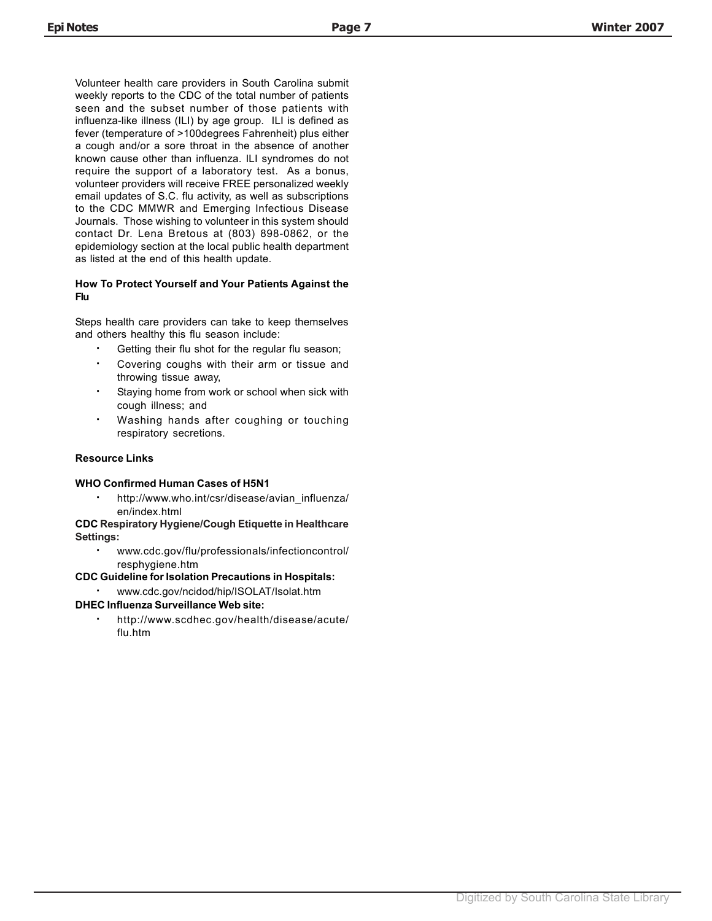Volunteer health care providers in South Carolina submit weekly reports to the CDC of the total number of patients seen and the subset number of those patients with influenza-like illness (ILI) by age group. ILI is defined as fever (temperature of >100degrees Fahrenheit) plus either a cough and/or a sore throat in the absence of another known cause other than influenza. ILI syndromes do not require the support of a laboratory test. As a bonus, volunteer providers will receive FREE personalized weekly email updates of S.C. flu activity, as well as subscriptions to the CDC MMWR and Emerging Infectious Disease Journals. Those wishing to volunteer in this system should contact Dr. Lena Bretous at (803) 898-0862, or the epidemiology section at the local public health department as listed at the end of this health update.

**How To Protect Yourself and Your Patients Against the Flu**

Steps health care providers can take to keep themselves and others healthy this flu season include:

- Getting their flu shot for the regular flu season;
- Covering coughs with their arm or tissue and throwing tissue away,
- Staying home from work or school when sick with cough illness; and
- Washing hands after coughing or touching respiratory secretions.

**Resource Links**

**WHO Confirmed Human Cases of H5N1**

- http://www.who.int/csr/disease/avian_influenza/en/index.html

**CDC Respiratory Hygiene/Cough Etiquette in Healthcare Settings:**

- www.cdc.gov/flu/professionals/infectioncontrol/resphygiene.htm

**CDC Guideline for Isolation Precautions in Hospitals:**

- www.cdc.gov/ncidod/hip/ISOLAT/Isolat.htm

**DHEC Influenza Surveillance Web site:**

- http://www.scdhec.gov/health/disease/acute/flu.htm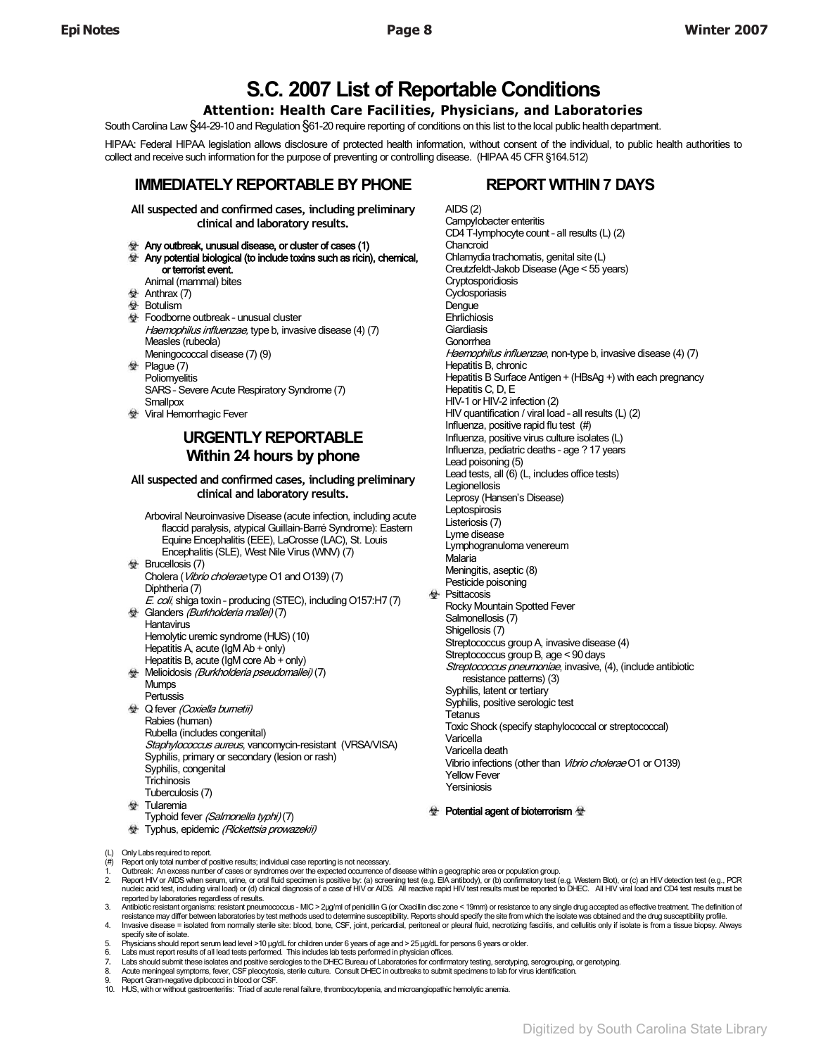# S.C. 2007 List of Reportable Conditions

**Attention: Health Care Facilities, Physicians, and Laboratories**

South Carolina Law §44-29-10 and Regulation §61-20 require reporting of conditions on this list to the local public health department.

HIPAA: Federal HIPAA legislation allows disclosure of protected health information, without consent of the individual, to public health authorities to collect and receive such information for the purpose of preventing or controlling disease. (HIPAA 45 CFR §164.512)

## IMMEDIATELY REPORTABLE BY PHONE

**All suspected and confirmed cases, including preliminary clinical and laboratory results.**

- ☣ **Any outbreak, unusual disease, or cluster of cases (1)**
- ☣ **Any potential biological (to include toxins such as ricin), chemical, or terrorist event.**
- Animal (mammal) bites
- ☣ Anthrax (7)
- ☣ Botulism
- ☣ Foodborne outbreak - unusual cluster
- *Haemophilus influenzae*, type b, invasive disease (4) (7)
- Measles (rubeola)
- Meningococcal disease (7) (9)
- ☣ Plague (7)
- Poliomyelitis
- SARS - Severe Acute Respiratory Syndrome (7)
- Smallpox
- ☣ Viral Hemorrhagic Fever

## URGENTLY REPORTABLE Within 24 hours by phone

**All suspected and confirmed cases, including preliminary clinical and laboratory results.**

- Arboviral Neuroinvasive Disease (acute infection, including acute flaccid paralysis, atypical Guillain-Barré Syndrome): Eastern Equine Encephalitis (EEE), LaCrosse (LAC), St. Louis Encephalitis (SLE), West Nile Virus (WNV) (7)
- ☣ Brucellosis (7)
- Cholera (*Vibrio cholerae* type O1 and O139) (7)
- Diphtheria (7)
- *E. coli*, shiga toxin - producing (STEC), including O157:H7 (7)
- ☣ Glanders *(Burkholderia mallei)* (7)
- Hantavirus
- Hemolytic uremic syndrome (HUS) (10)
- Hepatitis A, acute (IgM Ab + only)
- Hepatitis B, acute (IgM core Ab + only)
- ☣ Melioidosis *(Burkholderia pseudomallei)* (7)
- Mumps
- Pertussis
- ☣ Q fever *(Coxiella burnetii)*
- Rabies (human)
- Rubella (includes congenital)
- *Staphylococcus aureus*, vancomycin-resistant (VRSA/VISA)
- Syphilis, primary or secondary (lesion or rash)
- Syphilis, congenital
- Trichinosis
- Tuberculosis (7)
- ☣ Tularemia
- Typhoid fever *(Salmonella typhi)* (7)
- ☣ Typhus, epidemic *(Rickettsia prowazekii)*

## REPORT WITHIN 7 DAYS

- AIDS (2)
- Campylobacter enteritis
- CD4 T-lymphocyte count - all results (L) (2)
- Chancroid
- Chlamydia trachomatis, genital site (L)
- Creutzfeldt-Jakob Disease (Age < 55 years)
- Cryptosporidiosis
- Cyclosporiasis
- Dengue
- Ehrlichiosis
- Giardiasis
- Gonorrhea
- *Haemophilus influenzae*, non-type b, invasive disease (4) (7)
- Hepatitis B, chronic
- Hepatitis B Surface Antigen + (HBsAg +) with each pregnancy
- Hepatitis C, D, E
- HIV-1 or HIV-2 infection (2)
- HIV quantification / viral load - all results (L) (2)
- Influenza, positive rapid flu test (#)
- Influenza, positive virus culture isolates (L)
- Influenza, pediatric deaths - age ? 17 years
- Lead poisoning (5)
- Lead tests, all (6) (L, includes office tests)
- Legionellosis
- Leprosy (Hansen's Disease)
- Leptospirosis
- Listeriosis (7)
- Lyme disease
- Lymphogranuloma venereum
- Malaria
- Meningitis, aseptic (8)
- Pesticide poisoning
- ☣ Psittacosis
- Rocky Mountain Spotted Fever
- Salmonellosis (7)
- Shigellosis (7)
- Streptococcus group A, invasive disease (4)
- Streptococcus group B, age < 90 days
- *Streptococcus pneumoniae*, invasive, (4), (include antibiotic resistance patterns) (3)
- Syphilis, latent or tertiary
- Syphilis, positive serologic test
- Tetanus
- Toxic Shock (specify staphylococcal or streptococcal)
- Varicella
- Varicella death
- Vibrio infections (other than *Vibrio cholerae* O1 or O139)
- Yellow Fever
- Yersiniosis

☣ **Potential agent of bioterrorism** ☣

---

(L) Only Labs required to report.
(#) Report only total number of positive results; individual case reporting is not necessary.
1. Outbreak: An excess number of cases or syndromes over the expected occurrence of disease within a geographic area or population group.
2. Report HIV or AIDS when serum, urine, or oral fluid specimen is positive by: (a) screening test (e.g. EIA antibody), or (b) confirmatory test (e.g. Western Blot), or (c) an HIV detection test (e.g., PCR nucleic acid test, including viral load) or (d) clinical diagnosis of a case of HIV or AIDS. All reactive rapid HIV test results must be reported to DHEC. All HIV viral load and CD4 test results must be reported by laboratories regardless of results.
3. Antibiotic resistant organisms: resistant pneumococcus - MIC > 2µg/ml of penicillin G (or Oxacillin disc zone < 19mm) or resistance to any single drug accepted as effective treatment. The definition of resistance may differ between laboratories by test methods used to determine susceptibility. Reports should specify the site from which the isolate was obtained and the drug susceptibility profile.
4. Invasive disease = isolated from normally sterile site: blood, bone, CSF, joint, pericardial, peritoneal or pleural fluid, necrotizing fasciitis, and cellulitis only if isolate is from a tissue biopsy. Always specify site of isolate.
5. Physicians should report serum lead level >10 µg/dL for children under 6 years of age and > 25 µg/dL for persons 6 years or older.
6. Labs must report results of all lead tests performed. This includes lab tests performed in physician offices.
7. Labs should submit these isolates and positive serologies to the DHEC Bureau of Laboratories for confirmatory testing, serotyping, serogrouping, or genotyping.
8. Acute meningeal symptoms, fever, CSF pleocytosis, sterile culture. Consult DHEC in outbreaks to submit specimens to lab for virus identification.
9. Report Gram-negative diplococci in blood or CSF.
10. HUS, with or without gastroenteritis: Triad of acute renal failure, thrombocytopenia, and microangiopathic hemolytic anemia.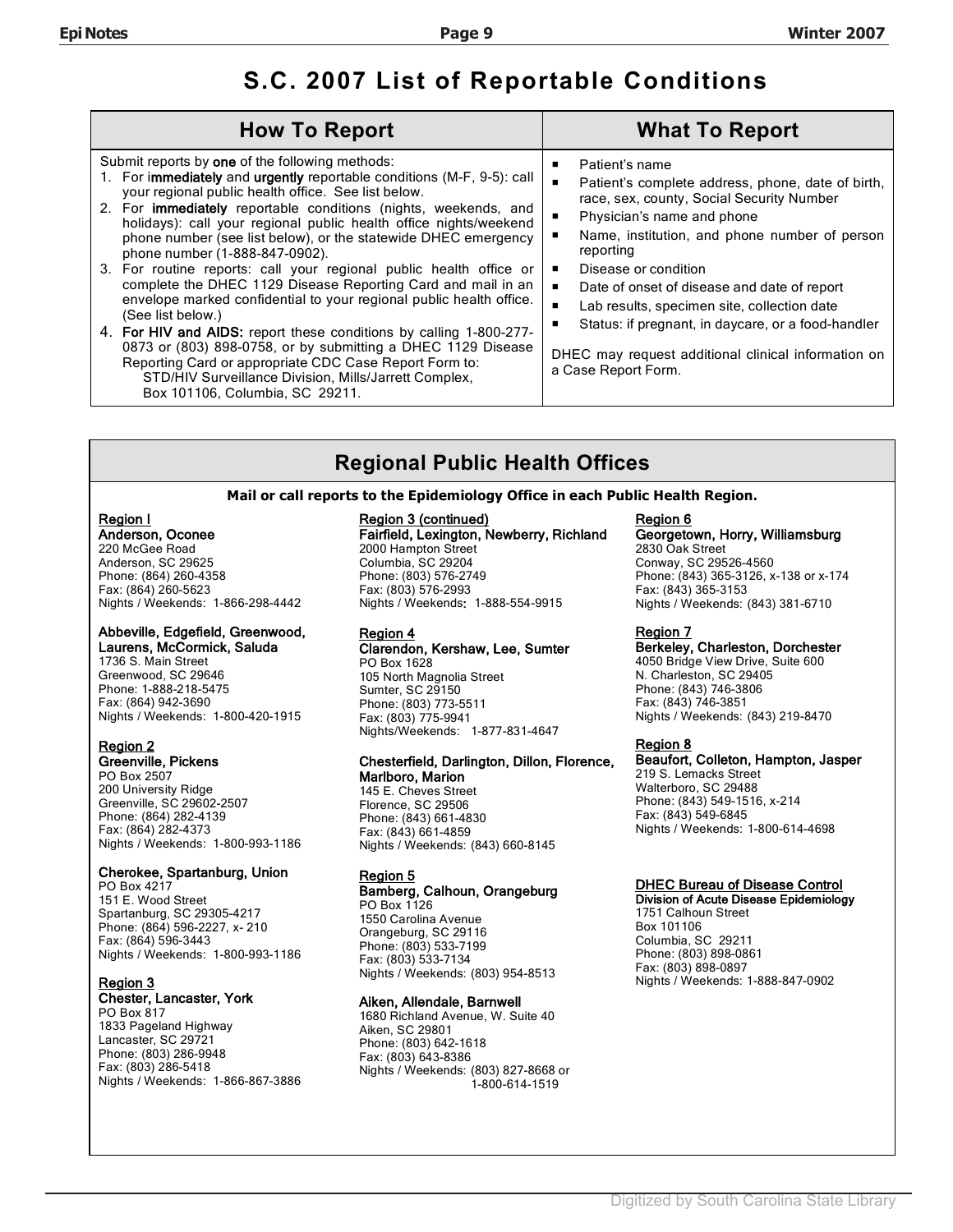# S.C. 2007 List of Reportable Conditions

## How To Report

Submit reports by **one** of the following methods:

1. For **immediately** and **urgently** reportable conditions (M-F, 9-5): call your regional public health office. See list below.
2. For **immediately** reportable conditions (nights, weekends, and holidays): call your regional public health office nights/weekend phone number (see list below), or the statewide DHEC emergency phone number (1-888-847-0902).
3. For routine reports: call your regional public health office or complete the DHEC 1129 Disease Reporting Card and mail in an envelope marked confidential to your regional public health office. (See list below.)
4. **For HIV and AIDS:** report these conditions by calling 1-800-277-0873 or (803) 898-0758, or by submitting a DHEC 1129 Disease Reporting Card or appropriate CDC Case Report Form to:
   STD/HIV Surveillance Division, Mills/Jarrett Complex,
   Box 101106, Columbia, SC 29211.

## What To Report

- Patient's name
- Patient's complete address, phone, date of birth, race, sex, county, Social Security Number
- Physician's name and phone
- Name, institution, and phone number of person reporting
- Disease or condition
- Date of onset of disease and date of report
- Lab results, specimen site, collection date
- Status: if pregnant, in daycare, or a food-handler

DHEC may request additional clinical information on a Case Report Form.

## Regional Public Health Offices

**Mail or call reports to the Epidemiology Office in each Public Health Region.**

**Region I**

**Anderson, Oconee**
220 McGee Road
Anderson, SC 29625
Phone: (864) 260-4358
Fax: (864) 260-5623
Nights / Weekends: 1-866-298-4442

**Abbeville, Edgefield, Greenwood, Laurens, McCormick, Saluda**
1736 S. Main Street
Greenwood, SC 29646
Phone: 1-888-218-5475
Fax: (864) 942-3690
Nights / Weekends: 1-800-420-1915

**Region 2**

**Greenville, Pickens**
PO Box 2507
200 University Ridge
Greenville, SC 29602-2507
Phone: (864) 282-4139
Fax: (864) 282-4373
Nights / Weekends: 1-800-993-1186

**Cherokee, Spartanburg, Union**
PO Box 4217
151 E. Wood Street
Spartanburg, SC 29305-4217
Phone: (864) 596-2227, x- 210
Fax: (864) 596-3443
Nights / Weekends: 1-800-993-1186

**Region 3**

**Chester, Lancaster, York**
PO Box 817
1833 Pageland Highway
Lancaster, SC 29721
Phone: (803) 286-9948
Fax: (803) 286-5418
Nights / Weekends: 1-866-867-3886

**Region 3 (continued)**

**Fairfield, Lexington, Newberry, Richland**
2000 Hampton Street
Columbia, SC 29204
Phone: (803) 576-2749
Fax: (803) 576-2993
Nights / Weekends: 1-888-554-9915

**Region 4**

**Clarendon, Kershaw, Lee, Sumter**
PO Box 1628
105 North Magnolia Street
Sumter, SC 29150
Phone: (803) 773-5511
Fax: (803) 775-9941
Nights/Weekends: 1-877-831-4647

**Chesterfield, Darlington, Dillon, Florence, Marlboro, Marion**
145 E. Cheves Street
Florence, SC 29506
Phone: (843) 661-4830
Fax: (843) 661-4859
Nights / Weekends: (843) 660-8145

**Region 5**

**Bamberg, Calhoun, Orangeburg**
PO Box 1126
1550 Carolina Avenue
Orangeburg, SC 29116
Phone: (803) 533-7199
Fax: (803) 533-7134
Nights / Weekends: (803) 954-8513

**Aiken, Allendale, Barnwell**
1680 Richland Avenue, W. Suite 40
Aiken, SC 29801
Phone: (803) 642-1618
Fax: (803) 643-8386
Nights / Weekends: (803) 827-8668 or 1-800-614-1519

**Region 6**

**Georgetown, Horry, Williamsburg**
2830 Oak Street
Conway, SC 29526-4560
Phone: (843) 365-3126, x-138 or x-174
Fax: (843) 365-3153
Nights / Weekends: (843) 381-6710

**Region 7**

**Berkeley, Charleston, Dorchester**
4050 Bridge View Drive, Suite 600
N. Charleston, SC 29405
Phone: (843) 746-3806
Fax: (843) 746-3851
Nights / Weekends: (843) 219-8470

**Region 8**

**Beaufort, Colleton, Hampton, Jasper**
219 S. Lemacks Street
Walterboro, SC 29488
Phone: (843) 549-1516, x-214
Fax: (843) 549-6845
Nights / Weekends: 1-800-614-4698

**DHEC Bureau of Disease Control**
**Division of Acute Disease Epidemiology**
1751 Calhoun Street
Box 101106
Columbia, SC 29211
Phone: (803) 898-0861
Fax: (803) 898-0897
Nights / Weekends: 1-888-847-0902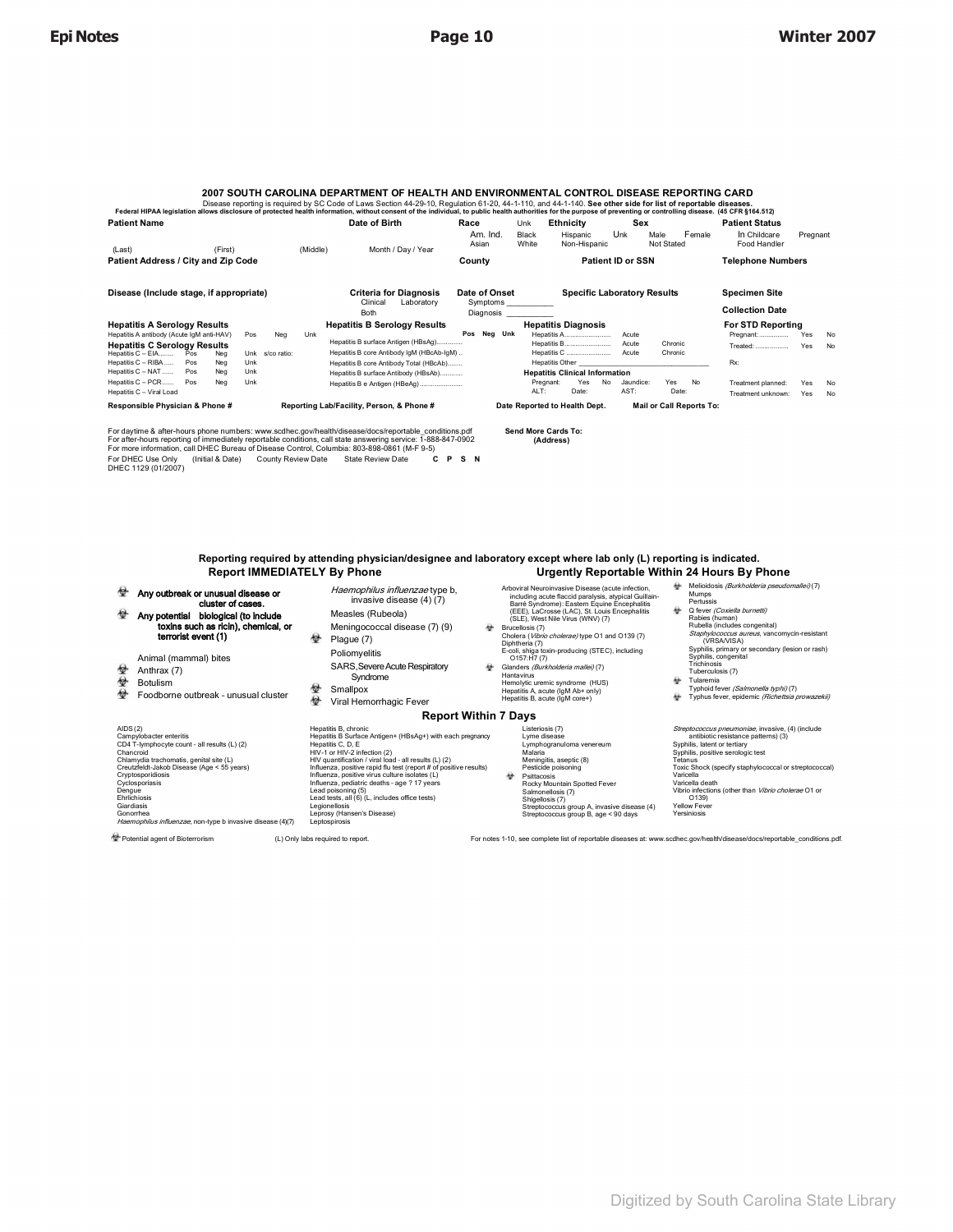## 2007 SOUTH CAROLINA DEPARTMENT OF HEALTH AND ENVIRONMENTAL CONTROL DISEASE REPORTING CARD

Disease reporting is required by SC Code of Laws Section 44-29-10, Regulation 61-20, 44-1-110, and 44-1-140. **See other side for list of reportable diseases.**

**Federal HIPAA legislation allows disclosure of protected health information, without consent of the individual, to public health authorities for the purpose of preventing or controlling disease. (45 CFR §164.512)**

**Patient Name** (Last) (First) (Middle)

**Date of Birth** Month / Day / Year

**Race** Unk / Am. Ind. / Black / Asian / White

**Ethnicity** Hispanic / Non-Hispanic / Unk

**Sex** Male / Female / Not Stated

**Patient Status** In Childcare / Pregnant / Food Handler

**Patient Address / City and Zip Code**

**County**

**Patient ID or SSN**

**Telephone Numbers**

**Disease (Include stage, if appropriate)**

**Criteria for Diagnosis** Clinical / Laboratory / Both

**Date of Onset** Symptoms ___________ Diagnosis ___________

**Specific Laboratory Results**

**Specimen Site**

**Collection Date**

**Hepatitis A Serology Results**

| | | | |
|---|---|---|---|
| Hepatitis A antibody (Acute IgM anti-HAV) | Pos | Neg | Unk |

**Hepatitis C Serology Results**

| | | | | |
|---|---|---|---|---|
| Hepatitis C – EIA........ | Pos | Neg | Unk | s/co ratio: |
| Hepatitis C – RIBA ...... | Pos | Neg | Unk | |
| Hepatitis C – NAT ....... | Pos | Neg | Unk | |
| Hepatitis C – PCR....... | Pos | Neg | Unk | |
| Hepatitis C – Viral Load | | | | |

**Hepatitis B Serology Results**

| | Pos | Neg | Unk |
|---|---|---|---|
| Hepatitis B surface Antigen (HBsAg)............. | | | |
| Hepatitis B core Antibody IgM (HBcAb-IgM) .. | | | |
| Hepatitis B core Antibody Total (HBcAb)........ | | | |
| Hepatitis B surface Antibody (HBsAb)........... | | | |
| Hepatitis B e Antigen (HBeAg) ..................... | | | |

**Hepatitis Diagnosis**

| | | |
|---|---|---|
| Hepatitis A......................... | Acute | |
| Hepatitis B......................... | Acute | Chronic |
| Hepatitis C ......................... | Acute | Chronic |
| Hepatitis Other ___________________ | | |

**Hepatitis Clinical Information**

Pregnant: Yes No Jaundice: Yes No
ALT: Date: AST: Date:

**For STD Reporting**

| | | |
|---|---|---|
| Pregnant: ............... | Yes | No |
| Treated: ................. | Yes | No |
| Rx: | | |
| Treatment planned: | Yes | No |
| Treatment unknown: | Yes | No |

**Responsible Physician & Phone #**

**Reporting Lab/Facility, Person, & Phone #**

**Date Reported to Health Dept.**

**Mail or Call Reports To:**

For daytime & after-hours phone numbers: www.scdhec.gov/health/disease/docs/reportable_conditions.pdf
For after-hours reporting of immediately reportable conditions, call state answering service: 1-888-847-0902
For more information, call DHEC Bureau of Disease Control, Columbia: 803-898-0861 (M-F 9-5)

**Send More Cards To:** (Address)

For DHEC Use Only (Initial & Date) County Review Date State Review Date **C P S N**

DHEC 1129 (01/2007)

---

### Reporting required by attending physician/designee and laboratory except where lab only (L) reporting is indicated.

### Report IMMEDIATELY By Phone

- ☣ **Any outbreak or unusual disease or cluster of cases.**
- ☣ **Any potential biological (to include toxins such as ricin), chemical, or terrorist event (1)**
- Animal (mammal) bites
- ☣ Anthrax (7)
- ☣ Botulism
- ☣ Foodborne outbreak - unusual cluster
- *Haemophilus influenzae* type b, invasive disease (4) (7)
- Measles (Rubeola)
- Meningococcal disease (7) (9)
- ☣ Plague (7)
- Poliomyelitis
- SARS, Severe Acute Respiratory Syndrome
- ☣ Smallpox
- ☣ Viral Hemorrhagic Fever

### Urgently Reportable Within 24 Hours By Phone

- Arboviral Neuroinvasive Disease (acute infection, including acute flaccid paralysis, atypical Guillain-Barré Syndrome): Eastern Equine Encephalitis (EEE), LaCrosse (LAC), St. Louis Encephalitis (SLE), West Nile Virus (WNV) (7)
- ☣ Brucellosis (7)
- Cholera (*Vibrio cholerae*) type O1 and O139 (7)
- Diphtheria (7)
- E-coli, shiga toxin-producing (STEC), including O157:H7 (7)
- ☣ Glanders (*Burkholderia mallei*) (7)
- Hantavirus
- Hemolytic uremic syndrome (HUS)
- Hepatitis A, acute (IgM Ab+ only)
- Hepatitis B, acute (IgM core+)
- ☣ Melioidosis (*Burkholderia pseudomallei*) (7)
- Mumps
- Pertussis
- ☣ Q fever (*Coxiella burnetti*)
- Rabies (human)
- Rubella (includes congenital)
- *Staphylococcus aureus*, vancomycin-resistant (VRSA/VISA)
- Syphilis, primary or secondary (lesion or rash)
- Syphilis, congenital
- Trichinosis
- Tuberculosis (7)
- ☣ Tularemia
- Typhoid fever (*Salmonella typhi*) (7)
- ☣ Typhus fever, epidemic (*Richettsia prowazekii*)

### Report Within 7 Days

- AIDS (2)
- Campylobacter enteritis
- CD4 T-lymphocyte count - all results (L) (2)
- Chancroid
- Chlamydia trachomatis, genital site (L)
- Creutzfeldt-Jakob Disease (Age < 55 years)
- Cryptosporidiosis
- Cyclosporiasis
- Dengue
- Ehrlichiosis
- Giardiasis
- Gonorrhea
- *Haemophilus influenzae*, non-type b invasive disease (4)(7)
- Hepatitis B, chronic
- Hepatitis B Surface Antigen+ (HBsAg+) with each pregnancy
- Hepatitis C, D, E
- HIV-1 or HIV-2 infection (2)
- HIV quantification / viral load - all results (L) (2)
- Influenza, positive rapid flu test (report # of positive results)
- Influenza, positive virus culture isolates (L)
- Influenza, pediatric deaths - age ? 17 years
- Lead poisoning (5)
- Lead tests, all (6) (L, includes office tests)
- Legionellosis
- Leprosy (Hansen's Disease)
- Leptospirosis
- Listeriosis (7)
- Lyme disease
- Lymphogranuloma venereum
- Malaria
- Meningitis, aseptic (8)
- Pesticide poisoning
- ☣ Psittacosis
- Rocky Mountain Spotted Fever
- Salmonellosis (7)
- Shigellosis (7)
- Streptococcus group A, invasive disease (4)
- Streptococcus group B, age < 90 days
- *Streptococcus pneumoniae*, invasive, (4) (include antibiotic resistance patterns) (3)
- Syphilis, latent or tertiary
- Syphilis, positive serologic test
- Tetanus
- Toxic Shock (specify staphylococcal or streptococcal)
- Varicella
- Varicella death
- Vibrio infections (other than *Vibrio cholerae* O1 or O139)
- Yellow Fever
- Yersiniosis

☣ Potential agent of Bioterrorism (L) Only labs required to report. For notes 1-10, see complete list of reportable diseases at: www.scdhec.gov/health/disease/docs/reportable_conditions.pdf.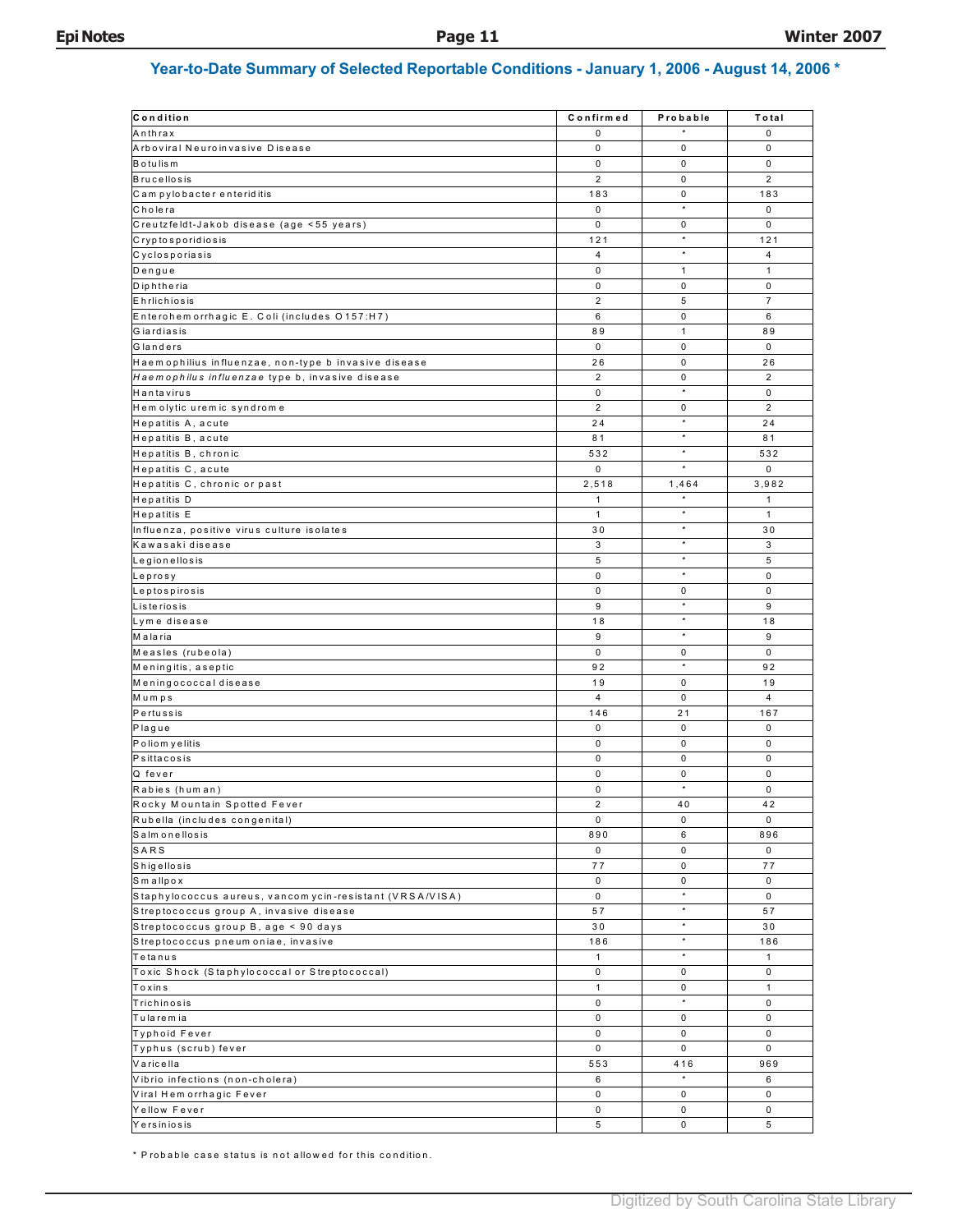## Year-to-Date Summary of Selected Reportable Conditions - January 1, 2006 - August 14, 2006 *

| Condition | Confirmed | Probable | Total |
|---|---|---|---|
| Anthrax | 0 | * | 0 |
| Arboviral Neuroinvasive Disease | 0 | 0 | 0 |
| Botulism | 0 | 0 | 0 |
| Brucellosis | 2 | 0 | 2 |
| Campylobacter enteriditis | 183 | 0 | 183 |
| Cholera | 0 | * | 0 |
| Creutzfeldt-Jakob disease (age <55 years) | 0 | 0 | 0 |
| Cryptosporidiosis | 121 | * | 121 |
| Cyclosporiasis | 4 | * | 4 |
| Dengue | 0 | 1 | 1 |
| Diphtheria | 0 | 0 | 0 |
| Ehrlichiosis | 2 | 5 | 7 |
| Enterohemorrhagic E. Coli (includes O157:H7) | 6 | 0 | 6 |
| Giardiasis | 89 | 1 | 89 |
| Glanders | 0 | 0 | 0 |
| Haemophilius influenzae, non-type b invasive disease | 26 | 0 | 26 |
| *Haemophilus influenzae* type b, invasive disease | 2 | 0 | 2 |
| Hantavirus | 0 | * | 0 |
| Hemolytic uremic syndrome | 2 | 0 | 2 |
| Hepatitis A, acute | 24 | * | 24 |
| Hepatitis B, acute | 81 | * | 81 |
| Hepatitis B, chronic | 532 | * | 532 |
| Hepatitis C, acute | 0 | * | 0 |
| Hepatitis C, chronic or past | 2,518 | 1,464 | 3,982 |
| Hepatitis D | 1 | * | 1 |
| Hepatitis E | 1 | * | 1 |
| Influenza, positive virus culture isolates | 30 | * | 30 |
| Kawasaki disease | 3 | * | 3 |
| Legionellosis | 5 | * | 5 |
| Leprosy | 0 | * | 0 |
| Leptospirosis | 0 | 0 | 0 |
| Listeriosis | 9 | * | 9 |
| Lyme disease | 18 | * | 18 |
| Malaria | 9 | * | 9 |
| Measles (rubeola) | 0 | 0 | 0 |
| Meningitis, aseptic | 92 | * | 92 |
| Meningococcal disease | 19 | 0 | 19 |
| Mumps | 4 | 0 | 4 |
| Pertussis | 146 | 21 | 167 |
| Plague | 0 | 0 | 0 |
| Poliomyelitis | 0 | 0 | 0 |
| Psittacosis | 0 | 0 | 0 |
| Q fever | 0 | 0 | 0 |
| Rabies (human) | 0 | * | 0 |
| Rocky Mountain Spotted Fever | 2 | 40 | 42 |
| Rubella (includes congenital) | 0 | 0 | 0 |
| Salmonellosis | 890 | 6 | 896 |
| SARS | 0 | 0 | 0 |
| Shigellosis | 77 | 0 | 77 |
| Smallpox | 0 | 0 | 0 |
| Staphylococcus aureus, vancomycin-resistant (VRSA/VISA) | 0 | * | 0 |
| Streptococcus group A, invasive disease | 57 | * | 57 |
| Streptococcus group B, age < 90 days | 30 | * | 30 |
| Streptococcus pneumoniae, invasive | 186 | * | 186 |
| Tetanus | 1 | * | 1 |
| Toxic Shock (Staphylococcal or Streptococcal) | 0 | 0 | 0 |
| Toxins | 1 | 0 | 1 |
| Trichinosis | 0 | * | 0 |
| Tularemia | 0 | 0 | 0 |
| Typhoid Fever | 0 | 0 | 0 |
| Typhus (scrub) fever | 0 | 0 | 0 |
| Varicella | 553 | 416 | 969 |
| Vibrio infections (non-cholera) | 6 | * | 6 |
| Viral Hemorrhagic Fever | 0 | 0 | 0 |
| Yellow Fever | 0 | 0 | 0 |
| Yersiniosis | 5 | 0 | 5 |

* Probable case status is not allowed for this condition.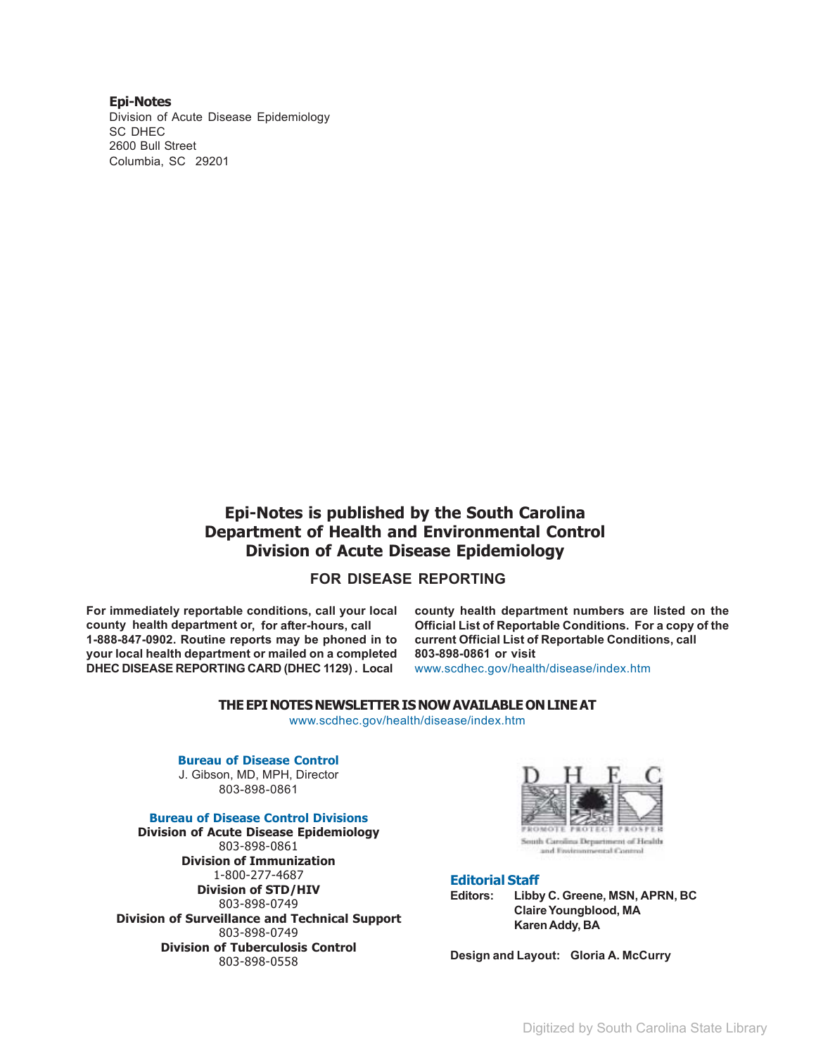**Epi-Notes**
Division of Acute Disease Epidemiology
SC DHEC
2600 Bull Street
Columbia, SC 29201

## Epi-Notes is published by the South Carolina Department of Health and Environmental Control Division of Acute Disease Epidemiology

### FOR DISEASE REPORTING

**For immediately reportable conditions, call your local county health department or, for after-hours, call 1-888-847-0902. Routine reports may be phoned in to your local health department or mailed on a completed DHEC DISEASE REPORTING CARD (DHEC 1129). Local county health department numbers are listed on the Official List of Reportable Conditions. For a copy of the current Official List of Reportable Conditions, call 803-898-0861 or visit** www.scdhec.gov/health/disease/index.htm

**THE EPI NOTES NEWSLETTER IS NOW AVAILABLE ON LINE AT**
www.scdhec.gov/health/disease/index.htm

**Bureau of Disease Control**
J. Gibson, MD, MPH, Director
803-898-0861

**Bureau of Disease Control Divisions**

**Division of Acute Disease Epidemiology**
803-898-0861

**Division of Immunization**
1-800-277-4687

**Division of STD/HIV**
803-898-0749

**Division of Surveillance and Technical Support**
803-898-0749

**Division of Tuberculosis Control**
803-898-0558

DHEC
PROMOTE PROTECT PROSPER
South Carolina Department of Health and Environmental Control

**Editorial Staff**

**Editors:** **Libby C. Greene, MSN, APRN, BC**
**Claire Youngblood, MA**
**Karen Addy, BA**

**Design and Layout: Gloria A. McCurry**

Digitized by South Carolina State Library